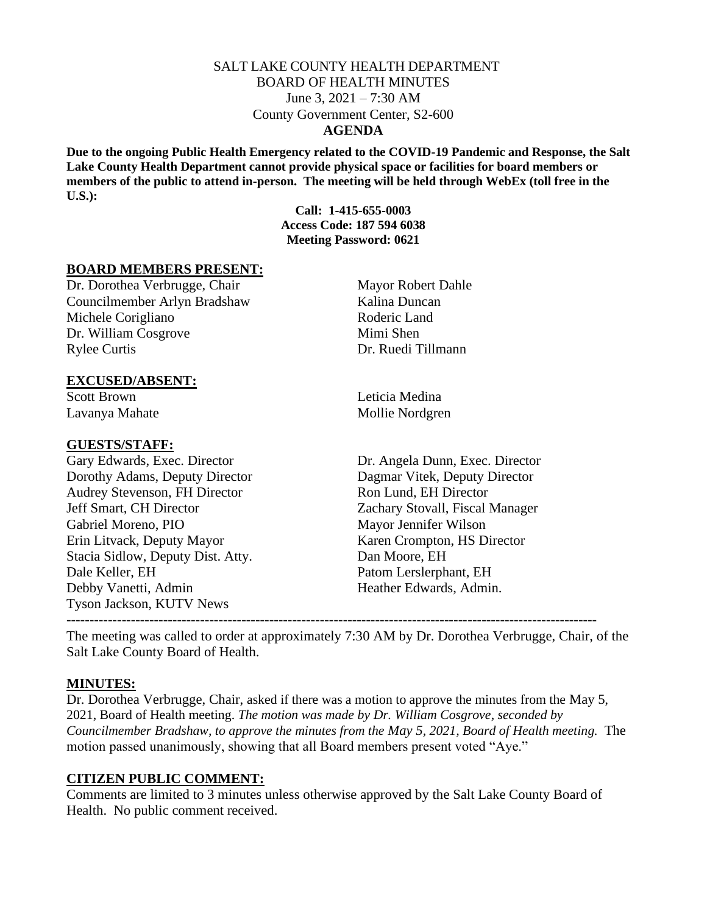SALT LAKE COUNTY HEALTH DEPARTMENT
BOARD OF HEALTH MINUTES
June 3, 2021 – 7:30 AM
County Government Center, S2-600
**AGENDA**

**Due to the ongoing Public Health Emergency related to the COVID-19 Pandemic and Response, the Salt Lake County Health Department cannot provide physical space or facilities for board members or members of the public to attend in-person. The meeting will be held through WebEx (toll free in the U.S.):**

**Call: 1-415-655-0003**
**Access Code: 187 594 6038**
**Meeting Password: 0621**

## BOARD MEMBERS PRESENT:

Dr. Dorothea Verbrugge, Chair
Councilmember Arlyn Bradshaw
Michele Corigliano
Dr. William Cosgrove
Rylee Curtis
Mayor Robert Dahle
Kalina Duncan
Roderic Land
Mimi Shen
Dr. Ruedi Tillmann

## EXCUSED/ABSENT:

Scott Brown
Lavanya Mahate
Leticia Medina
Mollie Nordgren

## GUESTS/STAFF:

Gary Edwards, Exec. Director
Dorothy Adams, Deputy Director
Audrey Stevenson, FH Director
Jeff Smart, CH Director
Gabriel Moreno, PIO
Erin Litvack, Deputy Mayor
Stacia Sidlow, Deputy Dist. Atty.
Dale Keller, EH
Debby Vanetti, Admin
Tyson Jackson, KUTV News
Dr. Angela Dunn, Exec. Director
Dagmar Vitek, Deputy Director
Ron Lund, EH Director
Zachary Stovall, Fiscal Manager
Mayor Jennifer Wilson
Karen Crompton, HS Director
Dan Moore, EH
Patom Lerslerphant, EH
Heather Edwards, Admin.

---

The meeting was called to order at approximately 7:30 AM by Dr. Dorothea Verbrugge, Chair, of the Salt Lake County Board of Health.

## MINUTES:

Dr. Dorothea Verbrugge, Chair, asked if there was a motion to approve the minutes from the May 5, 2021, Board of Health meeting. *The motion was made by Dr. William Cosgrove, seconded by Councilmember Bradshaw, to approve the minutes from the May 5, 2021, Board of Health meeting.* The motion passed unanimously, showing that all Board members present voted "Aye."

## CITIZEN PUBLIC COMMENT:

Comments are limited to 3 minutes unless otherwise approved by the Salt Lake County Board of Health. No public comment received.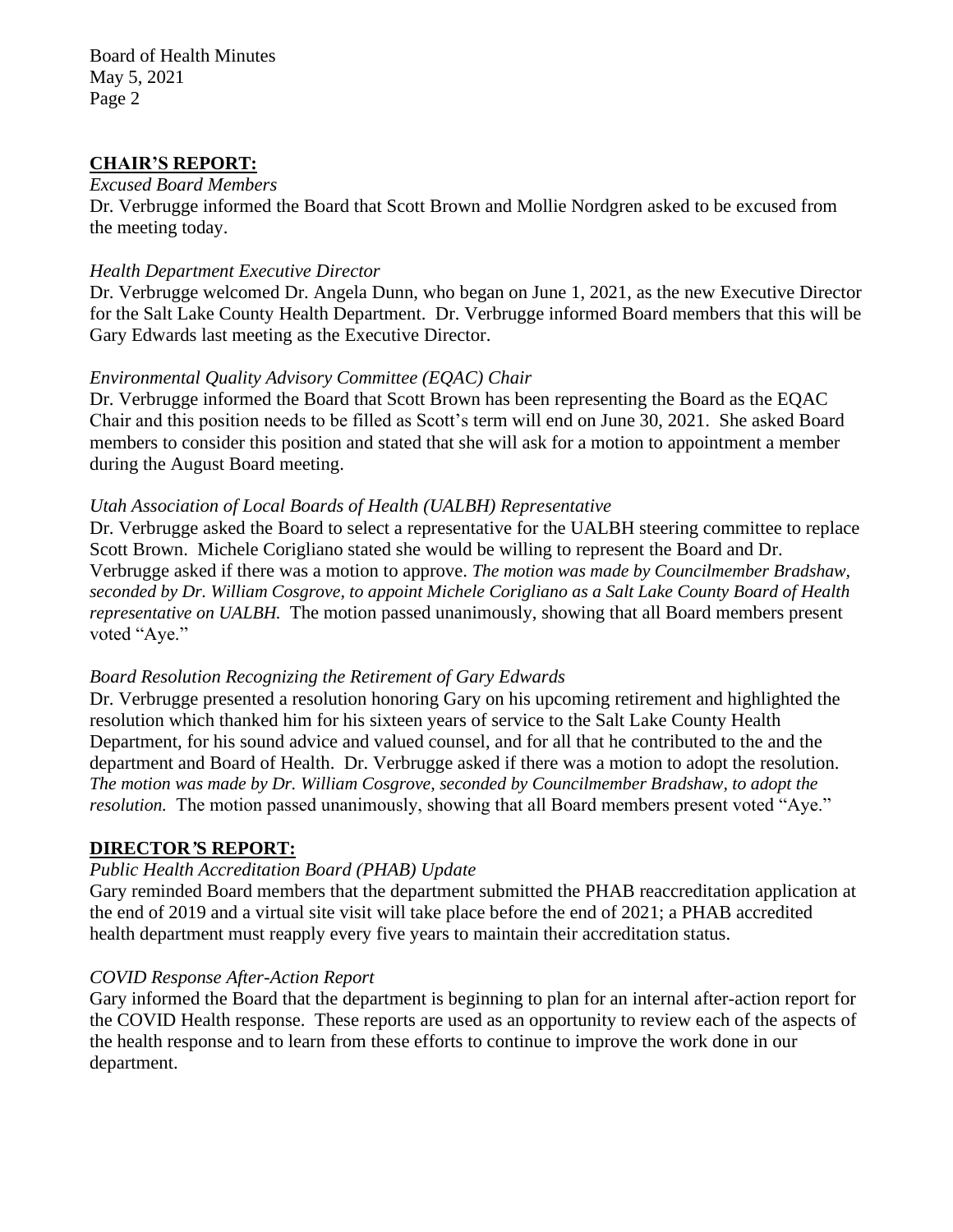## CHAIR'S REPORT:

*Excused Board Members*

Dr. Verbrugge informed the Board that Scott Brown and Mollie Nordgren asked to be excused from the meeting today.

*Health Department Executive Director*

Dr. Verbrugge welcomed Dr. Angela Dunn, who began on June 1, 2021, as the new Executive Director for the Salt Lake County Health Department. Dr. Verbrugge informed Board members that this will be Gary Edwards last meeting as the Executive Director.

*Environmental Quality Advisory Committee (EQAC) Chair*

Dr. Verbrugge informed the Board that Scott Brown has been representing the Board as the EQAC Chair and this position needs to be filled as Scott's term will end on June 30, 2021. She asked Board members to consider this position and stated that she will ask for a motion to appointment a member during the August Board meeting.

*Utah Association of Local Boards of Health (UALBH) Representative*

Dr. Verbrugge asked the Board to select a representative for the UALBH steering committee to replace Scott Brown. Michele Corigliano stated she would be willing to represent the Board and Dr. Verbrugge asked if there was a motion to approve. *The motion was made by Councilmember Bradshaw, seconded by Dr. William Cosgrove, to appoint Michele Corigliano as a Salt Lake County Board of Health representative on UALBH.* The motion passed unanimously, showing that all Board members present voted "Aye."

*Board Resolution Recognizing the Retirement of Gary Edwards*

Dr. Verbrugge presented a resolution honoring Gary on his upcoming retirement and highlighted the resolution which thanked him for his sixteen years of service to the Salt Lake County Health Department, for his sound advice and valued counsel, and for all that he contributed to the and the department and Board of Health. Dr. Verbrugge asked if there was a motion to adopt the resolution. *The motion was made by Dr. William Cosgrove, seconded by Councilmember Bradshaw, to adopt the resolution.* The motion passed unanimously, showing that all Board members present voted "Aye."

## DIRECTOR'S REPORT:

*Public Health Accreditation Board (PHAB) Update*

Gary reminded Board members that the department submitted the PHAB reaccreditation application at the end of 2019 and a virtual site visit will take place before the end of 2021; a PHAB accredited health department must reapply every five years to maintain their accreditation status.

*COVID Response After-Action Report*

Gary informed the Board that the department is beginning to plan for an internal after-action report for the COVID Health response. These reports are used as an opportunity to review each of the aspects of the health response and to learn from these efforts to continue to improve the work done in our department.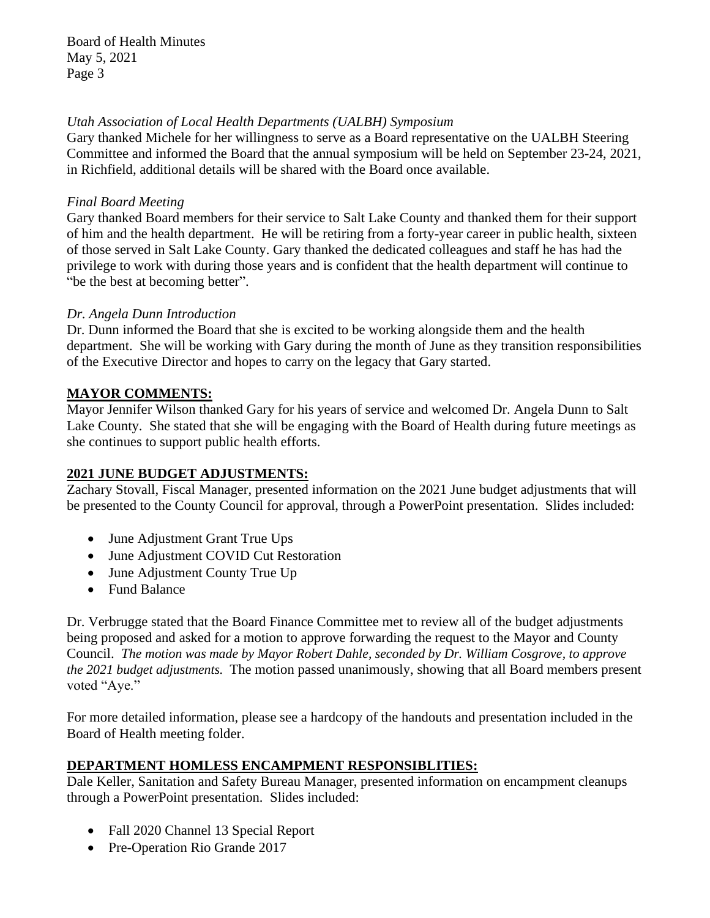*Utah Association of Local Health Departments (UALBH) Symposium*

Gary thanked Michele for her willingness to serve as a Board representative on the UALBH Steering Committee and informed the Board that the annual symposium will be held on September 23-24, 2021, in Richfield, additional details will be shared with the Board once available.

*Final Board Meeting*

Gary thanked Board members for their service to Salt Lake County and thanked them for their support of him and the health department. He will be retiring from a forty-year career in public health, sixteen of those served in Salt Lake County. Gary thanked the dedicated colleagues and staff he has had the privilege to work with during those years and is confident that the health department will continue to "be the best at becoming better".

*Dr. Angela Dunn Introduction*

Dr. Dunn informed the Board that she is excited to be working alongside them and the health department. She will be working with Gary during the month of June as they transition responsibilities of the Executive Director and hopes to carry on the legacy that Gary started.

## MAYOR COMMENTS:

Mayor Jennifer Wilson thanked Gary for his years of service and welcomed Dr. Angela Dunn to Salt Lake County. She stated that she will be engaging with the Board of Health during future meetings as she continues to support public health efforts.

## 2021 JUNE BUDGET ADJUSTMENTS:

Zachary Stovall, Fiscal Manager, presented information on the 2021 June budget adjustments that will be presented to the County Council for approval, through a PowerPoint presentation. Slides included:

- June Adjustment Grant True Ups
- June Adjustment COVID Cut Restoration
- June Adjustment County True Up
- Fund Balance

Dr. Verbrugge stated that the Board Finance Committee met to review all of the budget adjustments being proposed and asked for a motion to approve forwarding the request to the Mayor and County Council. *The motion was made by Mayor Robert Dahle, seconded by Dr. William Cosgrove, to approve the 2021 budget adjustments.* The motion passed unanimously, showing that all Board members present voted "Aye."

For more detailed information, please see a hardcopy of the handouts and presentation included in the Board of Health meeting folder.

## DEPARTMENT HOMLESS ENCAMPMENT RESPONSIBLITIES:

Dale Keller, Sanitation and Safety Bureau Manager, presented information on encampment cleanups through a PowerPoint presentation. Slides included:

- Fall 2020 Channel 13 Special Report
- Pre-Operation Rio Grande 2017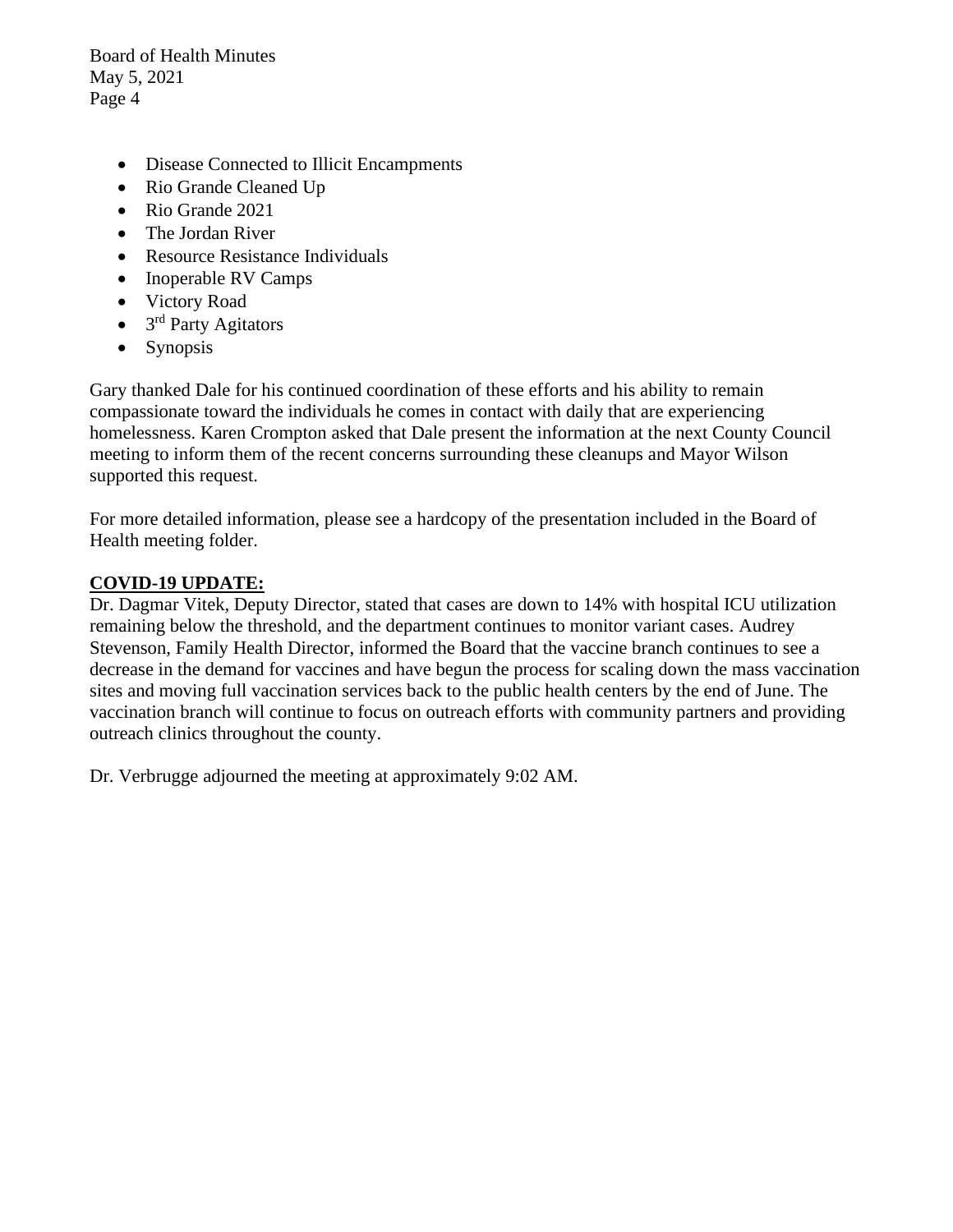- Disease Connected to Illicit Encampments
- Rio Grande Cleaned Up
- Rio Grande 2021
- The Jordan River
- Resource Resistance Individuals
- Inoperable RV Camps
- Victory Road
- 3rd Party Agitators
- Synopsis

Gary thanked Dale for his continued coordination of these efforts and his ability to remain compassionate toward the individuals he comes in contact with daily that are experiencing homelessness. Karen Crompton asked that Dale present the information at the next County Council meeting to inform them of the recent concerns surrounding these cleanups and Mayor Wilson supported this request.

For more detailed information, please see a hardcopy of the presentation included in the Board of Health meeting folder.

**COVID-19 UPDATE:**

Dr. Dagmar Vitek, Deputy Director, stated that cases are down to 14% with hospital ICU utilization remaining below the threshold, and the department continues to monitor variant cases. Audrey Stevenson, Family Health Director, informed the Board that the vaccine branch continues to see a decrease in the demand for vaccines and have begun the process for scaling down the mass vaccination sites and moving full vaccination services back to the public health centers by the end of June. The vaccination branch will continue to focus on outreach efforts with community partners and providing outreach clinics throughout the county.

Dr. Verbrugge adjourned the meeting at approximately 9:02 AM.